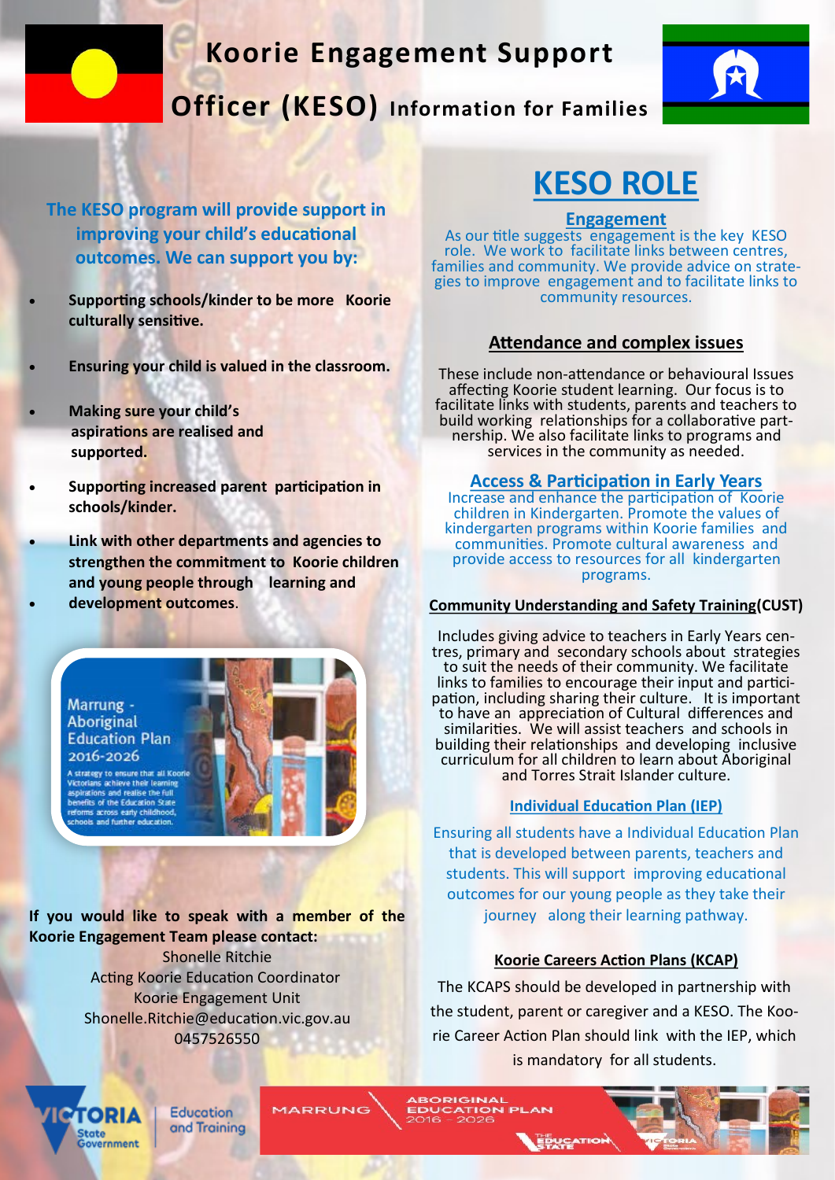# Koorie Engagement Support Officer (KESO) Information for Families

**The KESO program will provide support in improving your child's educational outcomes. We can support you by:**

- **Supporting schools/kinder to be more Koorie culturally sensitive.**
- **Ensuring your child is valued in the classroom.**
- **Making sure your child's aspirations are realised and supported.**
- **Supporting increased parent participation in schools/kinder.**
- **Link with other departments and agencies to strengthen the commitment to Koorie children and young people through learning and**
- **development outcomes**.

Marrung - Aboriginal Education Plan 2016-2026

A strategy to ensure that all Koorie Victorians achieve their learning aspirations and realise the full benefits of the Education State reforms across early childhood, schools and further education.

**If you would like to speak with a member of the Koorie Engagement Team please contact:**

Shonelle Ritchie
Acting Koorie Education Coordinator
Koorie Engagement Unit
Shonelle.Ritchie@education.vic.gov.au
0457526550

## KESO ROLE

### Engagement

As our title suggests engagement is the key KESO role. We work to facilitate links between centres, families and community. We provide advice on strategies to improve engagement and to facilitate links to community resources.

### Attendance and complex issues

These include non-attendance or behavioural Issues affecting Koorie student learning. Our focus is to facilitate links with students, parents and teachers to build working relationships for a collaborative partnership. We also facilitate links to programs and services in the community as needed.

### Access & Participation in Early Years

Increase and enhance the participation of Koorie children in Kindergarten. Promote the values of kindergarten programs within Koorie families and communities. Promote cultural awareness and provide access to resources for all kindergarten programs.

### Community Understanding and Safety Training(CUST)

Includes giving advice to teachers in Early Years centres, primary and secondary schools about strategies to suit the needs of their community. We facilitate links to families to encourage their input and participation, including sharing their culture. It is important to have an appreciation of Cultural differences and similarities. We will assist teachers and schools in building their relationships and developing inclusive curriculum for all children to learn about Aboriginal and Torres Strait Islander culture.

### Individual Education Plan (IEP)

Ensuring all students have a Individual Education Plan that is developed between parents, teachers and students. This will support improving educational outcomes for our young people as they take their journey along their learning pathway.

### Koorie Careers Action Plans (KCAP)

The KCAPS should be developed in partnership with the student, parent or caregiver and a KESO. The Koorie Career Action Plan should link with the IEP, which is mandatory for all students.

Victoria State Government | Education and Training

MARRUNG | ABORIGINAL EDUCATION PLAN 2016 – 2026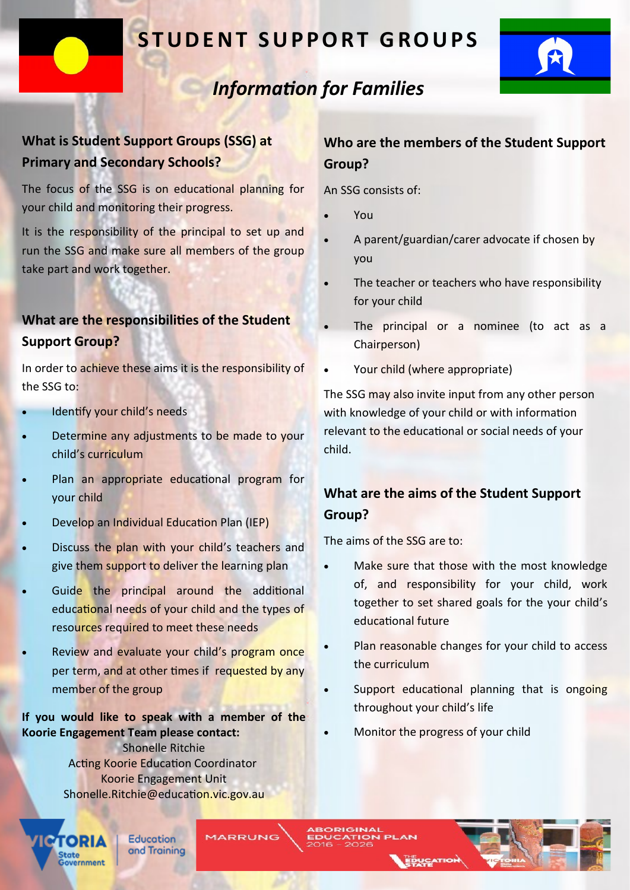# STUDENT SUPPORT GROUPS

## *Information for Families*

### What is Student Support Groups (SSG) at Primary and Secondary Schools?

The focus of the SSG is on educational planning for your child and monitoring their progress.

It is the responsibility of the principal to set up and run the SSG and make sure all members of the group take part and work together.

### What are the responsibilities of the Student Support Group?

In order to achieve these aims it is the responsibility of the SSG to:

- Identify your child's needs
- Determine any adjustments to be made to your child's curriculum
- Plan an appropriate educational program for your child
- Develop an Individual Education Plan (IEP)
- Discuss the plan with your child's teachers and give them support to deliver the learning plan
- Guide the principal around the additional educational needs of your child and the types of resources required to meet these needs
- Review and evaluate your child's program once per term, and at other times if requested by any member of the group

**If you would like to speak with a member of the Koorie Engagement Team please contact:**

Shonelle Ritchie
Acting Koorie Education Coordinator
Koorie Engagement Unit
Shonelle.Ritchie@education.vic.gov.au

### Who are the members of the Student Support Group?

An SSG consists of:

- You
- A parent/guardian/carer advocate if chosen by you
- The teacher or teachers who have responsibility for your child
- The principal or a nominee (to act as a Chairperson)
- Your child (where appropriate)

The SSG may also invite input from any other person with knowledge of your child or with information relevant to the educational or social needs of your child.

### What are the aims of the Student Support Group?

The aims of the SSG are to:

- Make sure that those with the most knowledge of, and responsibility for your child, work together to set shared goals for the your child's educational future
- Plan reasonable changes for your child to access the curriculum
- Support educational planning that is ongoing throughout your child's life
- Monitor the progress of your child

Victoria State Government | Education and Training

MARRUNG | ABORIGINAL EDUCATION PLAN 2016 – 2026